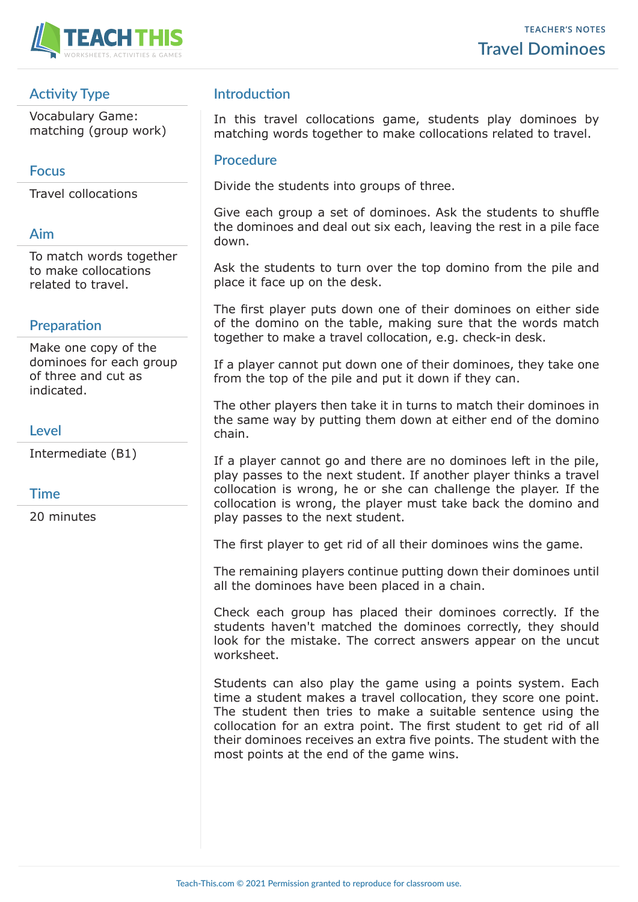TEACHER'S NOTES

# Travel Dominoes

## Activity Type

Vocabulary Game: matching (group work)

## Focus

Travel collocations

## Aim

To match words together to make collocations related to travel.

## Preparation

Make one copy of the dominoes for each group of three and cut as indicated.

## Level

Intermediate (B1)

## Time

20 minutes

## Introduction

In this travel collocations game, students play dominoes by matching words together to make collocations related to travel.

## Procedure

Divide the students into groups of three.

Give each group a set of dominoes. Ask the students to shuffle the dominoes and deal out six each, leaving the rest in a pile face down.

Ask the students to turn over the top domino from the pile and place it face up on the desk.

The first player puts down one of their dominoes on either side of the domino on the table, making sure that the words match together to make a travel collocation, e.g. check-in desk.

If a player cannot put down one of their dominoes, they take one from the top of the pile and put it down if they can.

The other players then take it in turns to match their dominoes in the same way by putting them down at either end of the domino chain.

If a player cannot go and there are no dominoes left in the pile, play passes to the next student. If another player thinks a travel collocation is wrong, he or she can challenge the player. If the collocation is wrong, the player must take back the domino and play passes to the next student.

The first player to get rid of all their dominoes wins the game.

The remaining players continue putting down their dominoes until all the dominoes have been placed in a chain.

Check each group has placed their dominoes correctly. If the students haven't matched the dominoes correctly, they should look for the mistake. The correct answers appear on the uncut worksheet.

Students can also play the game using a points system. Each time a student makes a travel collocation, they score one point. The student then tries to make a suitable sentence using the collocation for an extra point. The first student to get rid of all their dominoes receives an extra five points. The student with the most points at the end of the game wins.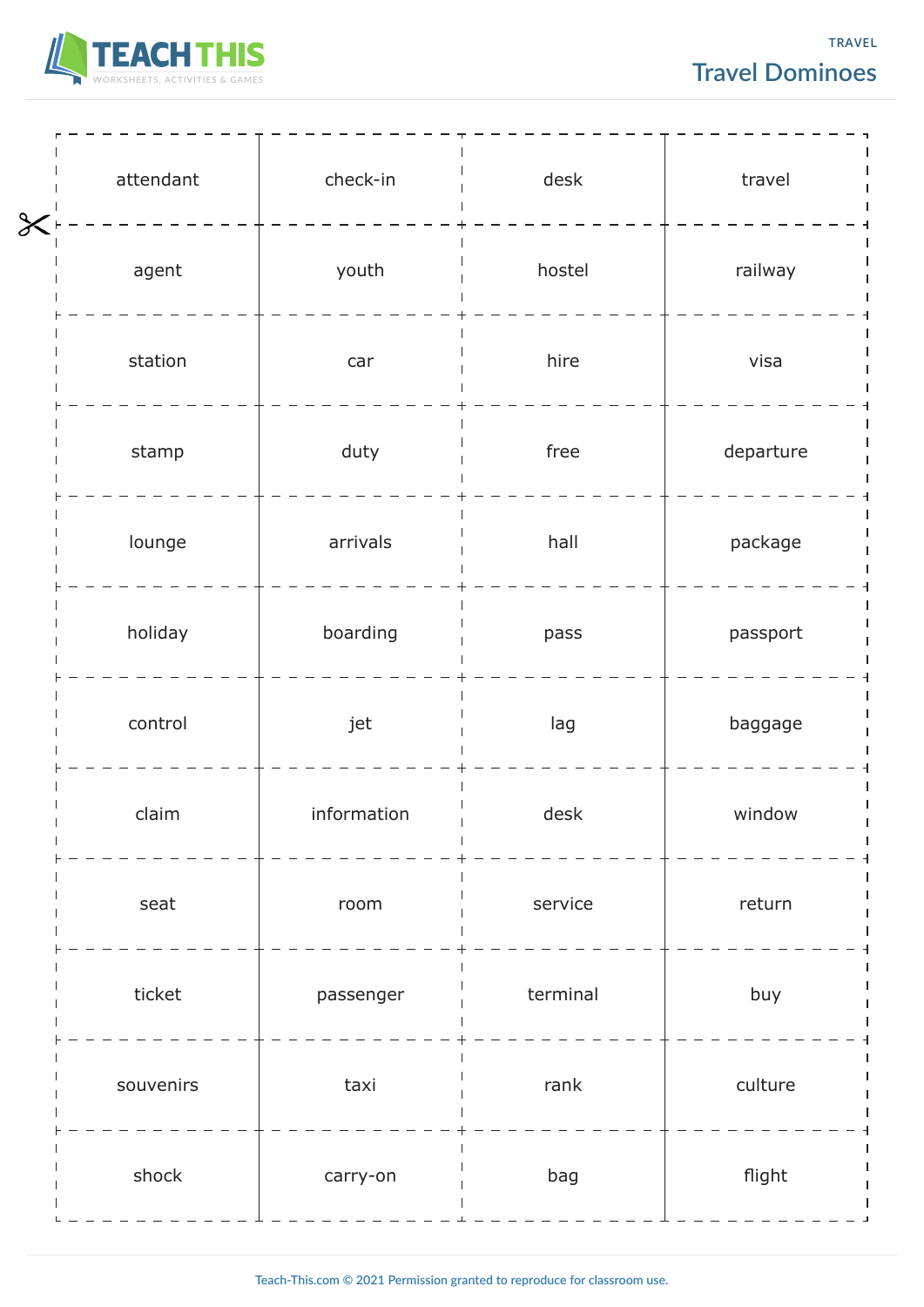# Travel Dominoes

| | | | |
|---|---|---|---|
| attendant | check-in | desk | travel |
| agent | youth | hostel | railway |
| station | car | hire | visa |
| stamp | duty | free | departure |
| lounge | arrivals | hall | package |
| holiday | boarding | pass | passport |
| control | jet | lag | baggage |
| claim | information | desk | window |
| seat | room | service | return |
| ticket | passenger | terminal | buy |
| souvenirs | taxi | rank | culture |
| shock | carry-on | bag | flight |